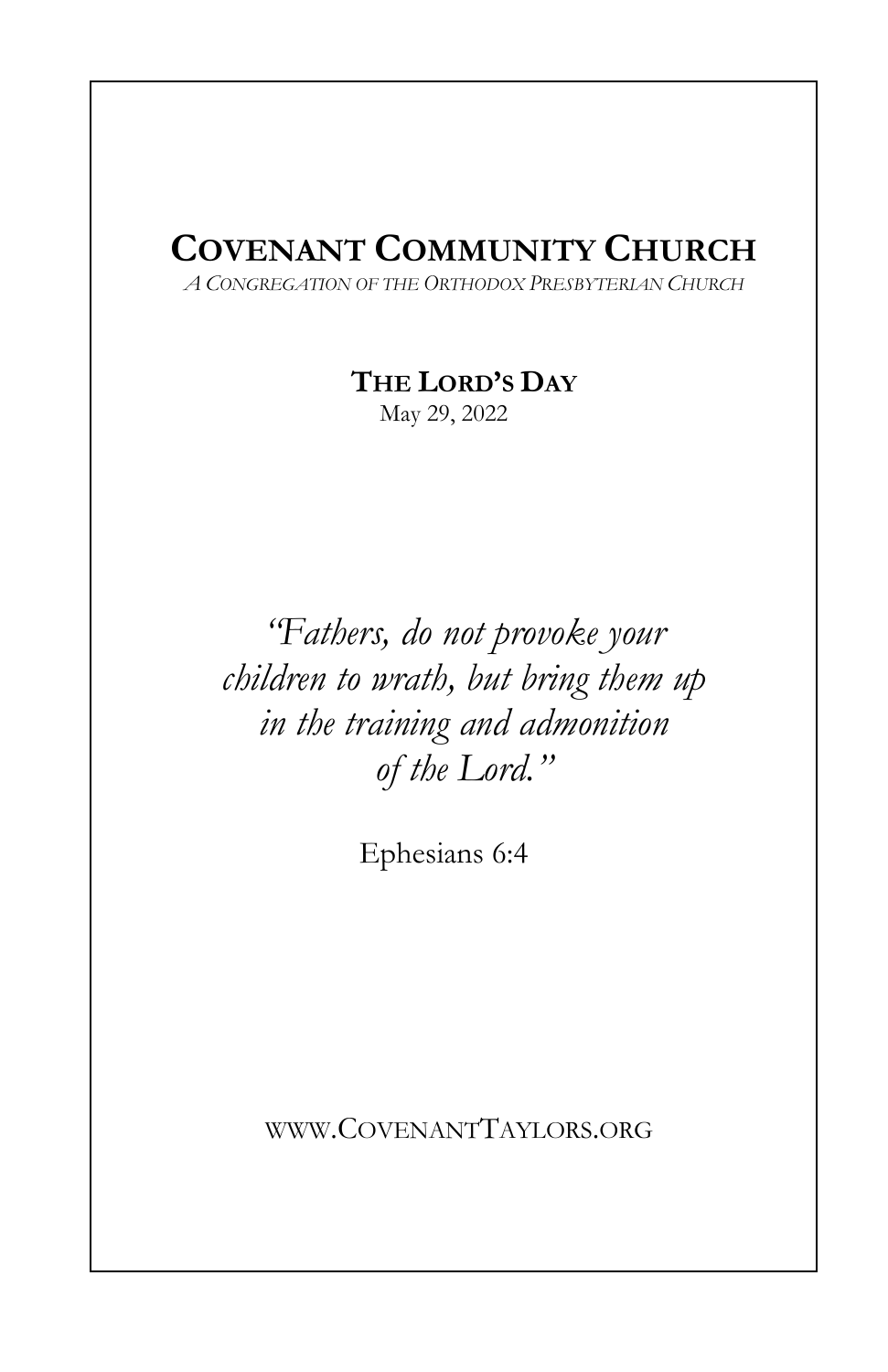# Covenant Community Church

*A Congregation of the Orthodox Presbyterian Church*

**The Lord's Day**

May 29, 2022

*"Fathers, do not provoke your children to wrath, but bring them up in the training and admonition of the Lord."*

Ephesians 6:4

www.CovenantTaylors.org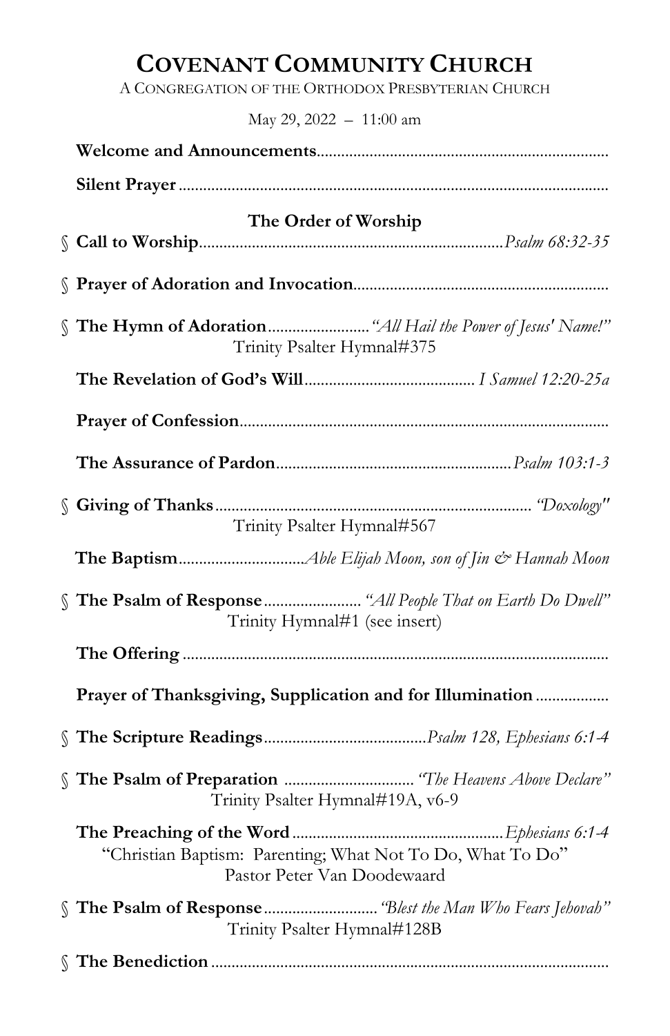# COVENANT COMMUNITY CHURCH

A CONGREGATION OF THE ORTHODOX PRESBYTERIAN CHURCH

May 29, 2022 – 11:00 am

**Welcome and Announcements**

**Silent Prayer**

## The Order of Worship

§ **Call to Worship** ............ *Psalm 68:32-35*

§ **Prayer of Adoration and Invocation**

§ **The Hymn of Adoration** ............ *"All Hail the Power of Jesus' Name!"*
Trinity Psalter Hymnal#375

**The Revelation of God's Will** ............ *I Samuel 12:20-25a*

**Prayer of Confession**

**The Assurance of Pardon** ............ *Psalm 103:1-3*

§ **Giving of Thanks** ............ *"Doxology"*
Trinity Psalter Hymnal#567

**The Baptism** ............ *Able Elijah Moon, son of Jin & Hannah Moon*

§ **The Psalm of Response** ............ *"All People That on Earth Do Dwell"*
Trinity Hymnal#1 (see insert)

**The Offering**

**Prayer of Thanksgiving, Supplication and for Illumination**

§ **The Scripture Readings** ............ *Psalm 128, Ephesians 6:1-4*

§ **The Psalm of Preparation** ............ *"The Heavens Above Declare"*
Trinity Psalter Hymnal#19A, v6-9

**The Preaching of the Word** ............ *Ephesians 6:1-4*
"Christian Baptism: Parenting; What Not To Do, What To Do"
Pastor Peter Van Doodewaard

§ **The Psalm of Response** ............ *"Blest the Man Who Fears Jehovah"*
Trinity Psalter Hymnal#128B

§ **The Benediction**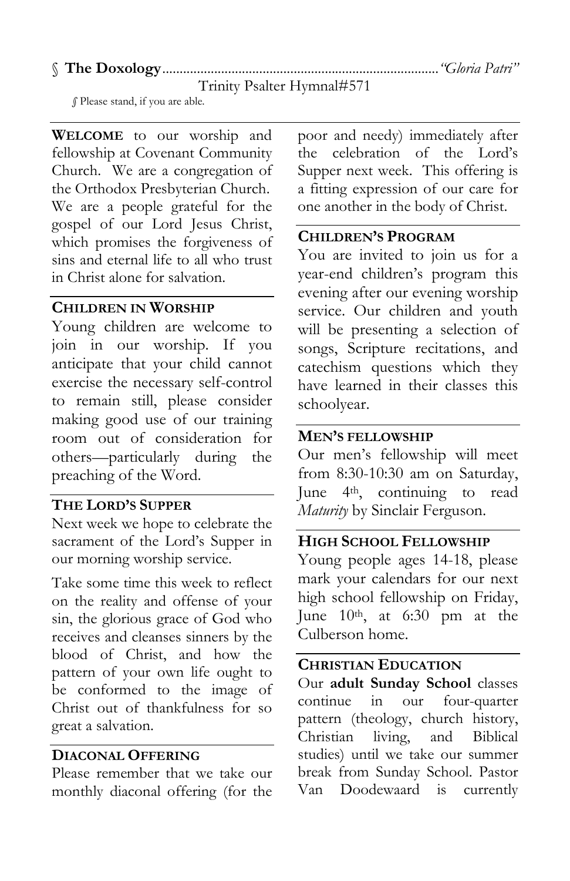§ **The Doxology**............................................................................*"Gloria Patri"*

Trinity Psalter Hymnal#571

§ Please stand, if you are able.

**WELCOME** to our worship and fellowship at Covenant Community Church. We are a congregation of the Orthodox Presbyterian Church. We are a people grateful for the gospel of our Lord Jesus Christ, which promises the forgiveness of sins and eternal life to all who trust in Christ alone for salvation.

### CHILDREN IN WORSHIP

Young children are welcome to join in our worship. If you anticipate that your child cannot exercise the necessary self-control to remain still, please consider making good use of our training room out of consideration for others—particularly during the preaching of the Word.

### THE LORD'S SUPPER

Next week we hope to celebrate the sacrament of the Lord's Supper in our morning worship service.

Take some time this week to reflect on the reality and offense of your sin, the glorious grace of God who receives and cleanses sinners by the blood of Christ, and how the pattern of your own life ought to be conformed to the image of Christ out of thankfulness for so great a salvation.

### DIACONAL OFFERING

Please remember that we take our monthly diaconal offering (for the poor and needy) immediately after the celebration of the Lord's Supper next week. This offering is a fitting expression of our care for one another in the body of Christ.

### CHILDREN'S PROGRAM

You are invited to join us for a year-end children's program this evening after our evening worship service. Our children and youth will be presenting a selection of songs, Scripture recitations, and catechism questions which they have learned in their classes this schoolyear.

### MEN'S FELLOWSHIP

Our men's fellowship will meet from 8:30-10:30 am on Saturday, June 4th, continuing to read *Maturity* by Sinclair Ferguson.

### HIGH SCHOOL FELLOWSHIP

Young people ages 14-18, please mark your calendars for our next high school fellowship on Friday, June 10th, at 6:30 pm at the Culberson home.

### CHRISTIAN EDUCATION

Our **adult Sunday School** classes continue in our four-quarter pattern (theology, church history, Christian living, and Biblical studies) until we take our summer break from Sunday School. Pastor Van Doodewaard is currently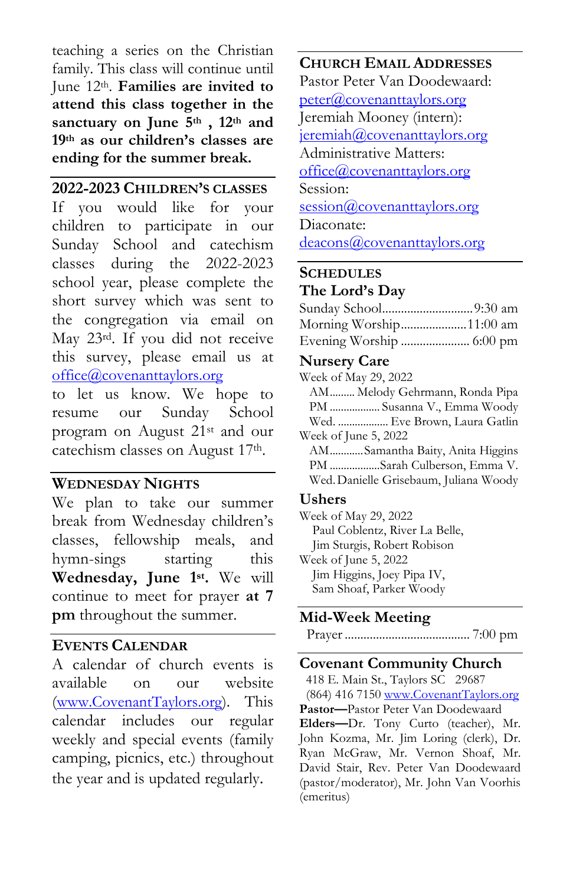teaching a series on the Christian family. This class will continue until June 12th. **Families are invited to attend this class together in the sanctuary on June 5th , 12th and 19th as our children's classes are ending for the summer break.**

## 2022-2023 Children's Classes

If you would like for your children to participate in our Sunday School and catechism classes during the 2022-2023 school year, please complete the short survey which was sent to the congregation via email on May 23rd. If you did not receive this survey, please email us at office@covenanttaylors.org to let us know. We hope to resume our Sunday School program on August 21st and our catechism classes on August 17th.

## Wednesday Nights

We plan to take our summer break from Wednesday children's classes, fellowship meals, and hymn-sings starting this **Wednesday, June 1st.** We will continue to meet for prayer **at 7 pm** throughout the summer.

## Events Calendar

A calendar of church events is available on our website (www.CovenantTaylors.org). This calendar includes our regular weekly and special events (family camping, picnics, etc.) throughout the year and is updated regularly.

## Church Email Addresses

Pastor Peter Van Doodewaard:
peter@covenanttaylors.org
Jeremiah Mooney (intern):
jeremiah@covenanttaylors.org
Administrative Matters:
office@covenanttaylors.org
Session:
session@covenanttaylors.org
Diaconate:
deacons@covenanttaylors.org

## Schedules

### The Lord's Day

Sunday School............................9:30 am
Morning Worship....................11:00 am
Evening Worship ..................... 6:00 pm

### Nursery Care

Week of May 29, 2022
AM......... Melody Gehrmann, Ronda Pipa
PM ................. Susanna V., Emma Woody
Wed. ................. Eve Brown, Laura Gatlin
Week of June 5, 2022
AM...........Samantha Baity, Anita Higgins
PM .................Sarah Culberson, Emma V.
Wed. Danielle Grisebaum, Juliana Woody

### Ushers

Week of May 29, 2022
Paul Coblentz, River La Belle,
Jim Sturgis, Robert Robison
Week of June 5, 2022
Jim Higgins, Joey Pipa IV,
Sam Shoaf, Parker Woody

### Mid-Week Meeting

Prayer ....................................... 7:00 pm

### Covenant Community Church

418 E. Main St., Taylors SC 29687
(864) 416 7150 www.CovenantTaylors.org
**Pastor—**Pastor Peter Van Doodewaard
**Elders—**Dr. Tony Curto (teacher), Mr. John Kozma, Mr. Jim Loring (clerk), Dr. Ryan McGraw, Mr. Vernon Shoaf, Mr. David Stair, Rev. Peter Van Doodewaard (pastor/moderator), Mr. John Van Voorhis (emeritus)